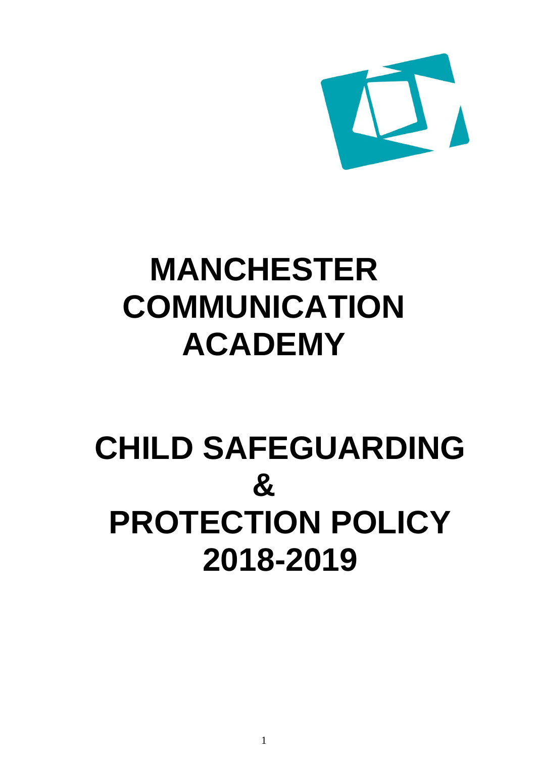# MANCHESTER COMMUNICATION ACADEMY

# CHILD SAFEGUARDING & PROTECTION POLICY 2018-2019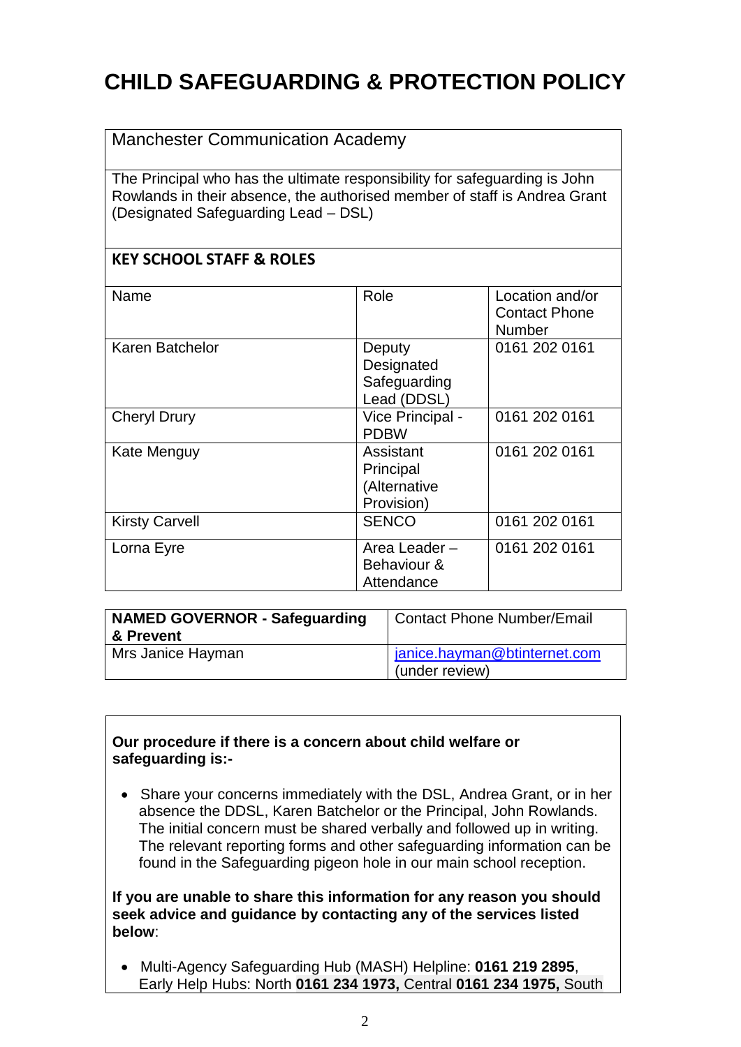# CHILD SAFEGUARDING & PROTECTION POLICY

Manchester Communication Academy

The Principal who has the ultimate responsibility for safeguarding is John Rowlands in their absence, the authorised member of staff is Andrea Grant (Designated Safeguarding Lead – DSL)

**KEY SCHOOL STAFF & ROLES**

| Name | Role | Location and/or Contact Phone Number |
|---|---|---|
| Karen Batchelor | Deputy Designated Safeguarding Lead (DDSL) | 0161 202 0161 |
| Cheryl Drury | Vice Principal - PDBW | 0161 202 0161 |
| Kate Menguy | Assistant Principal (Alternative Provision) | 0161 202 0161 |
| Kirsty Carvell | SENCO | 0161 202 0161 |
| Lorna Eyre | Area Leader – Behaviour & Attendance | 0161 202 0161 |

| **NAMED GOVERNOR - Safeguarding & Prevent** | Contact Phone Number/Email |
|---|---|
| Mrs Janice Hayman | janice.hayman@btinternet.com (under review) |

**Our procedure if there is a concern about child welfare or safeguarding is:-**

- Share your concerns immediately with the DSL, Andrea Grant, or in her absence the DDSL, Karen Batchelor or the Principal, John Rowlands. The initial concern must be shared verbally and followed up in writing. The relevant reporting forms and other safeguarding information can be found in the Safeguarding pigeon hole in our main school reception.

**If you are unable to share this information for any reason you should seek advice and guidance by contacting any of the services listed below**:

- Multi-Agency Safeguarding Hub (MASH) Helpline: **0161 219 2895**, Early Help Hubs: North **0161 234 1973,** Central **0161 234 1975,** South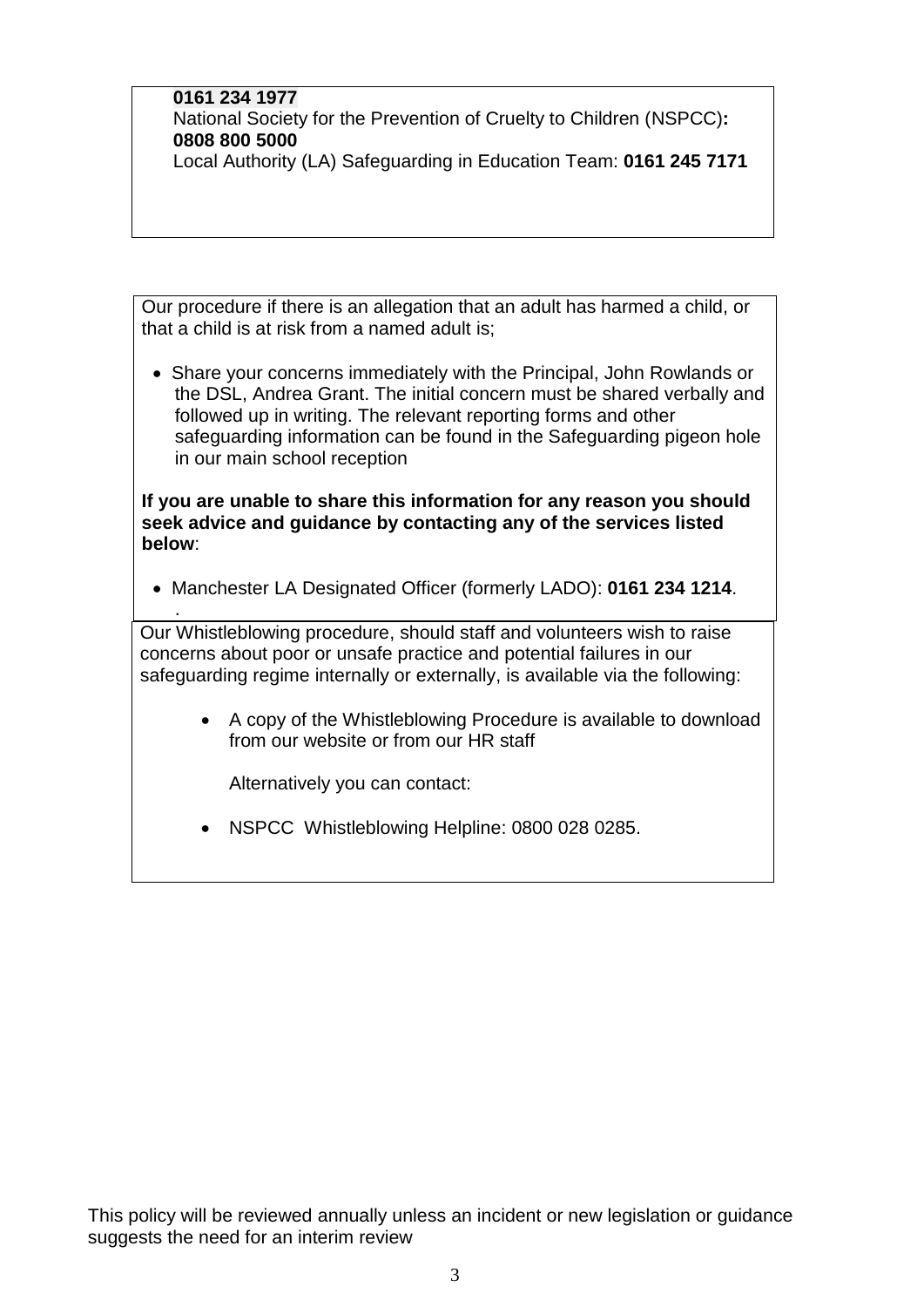**0161 234 1977**
National Society for the Prevention of Cruelty to Children (NSPCC)**: 0808 800 5000**
Local Authority (LA) Safeguarding in Education Team: **0161 245 7171**

Our procedure if there is an allegation that an adult has harmed a child, or that a child is at risk from a named adult is;

- Share your concerns immediately with the Principal, John Rowlands or the DSL, Andrea Grant. The initial concern must be shared verbally and followed up in writing. The relevant reporting forms and other safeguarding information can be found in the Safeguarding pigeon hole in our main school reception

**If you are unable to share this information for any reason you should seek advice and guidance by contacting any of the services listed below**:

- Manchester LA Designated Officer (formerly LADO): **0161 234 1214**.

Our Whistleblowing procedure, should staff and volunteers wish to raise concerns about poor or unsafe practice and potential failures in our safeguarding regime internally or externally, is available via the following:

- A copy of the Whistleblowing Procedure is available to download from our website or from our HR staff

  Alternatively you can contact:

- NSPCC Whistleblowing Helpline: 0800 028 0285.

This policy will be reviewed annually unless an incident or new legislation or guidance suggests the need for an interim review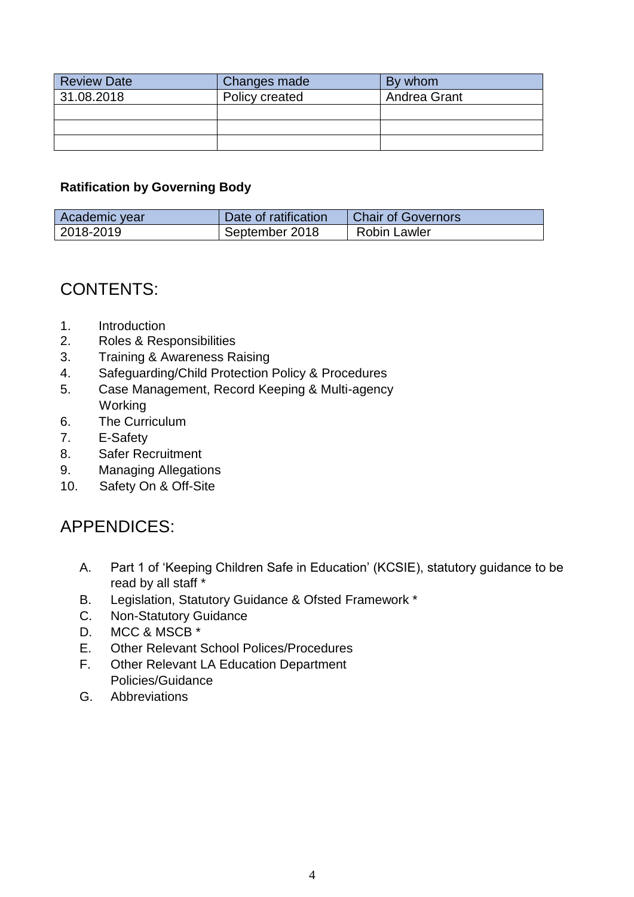| Review Date | Changes made | By whom |
| --- | --- | --- |
| 31.08.2018 | Policy created | Andrea Grant |
| | | |
| | | |
| | | |

**Ratification by Governing Body**

| Academic year | Date of ratification | Chair of Governors |
| --- | --- | --- |
| 2018-2019 | September 2018 | Robin Lawler |

## CONTENTS:

1. Introduction
2. Roles & Responsibilities
3. Training & Awareness Raising
4. Safeguarding/Child Protection Policy & Procedures
5. Case Management, Record Keeping & Multi-agency Working
6. The Curriculum
7. E-Safety
8. Safer Recruitment
9. Managing Allegations
10. Safety On & Off-Site

## APPENDICES:

A. Part 1 of 'Keeping Children Safe in Education' (KCSIE), statutory guidance to be read by all staff *
B. Legislation, Statutory Guidance & Ofsted Framework *
C. Non-Statutory Guidance
D. MCC & MSCB *
E. Other Relevant School Polices/Procedures
F. Other Relevant LA Education Department Policies/Guidance
G. Abbreviations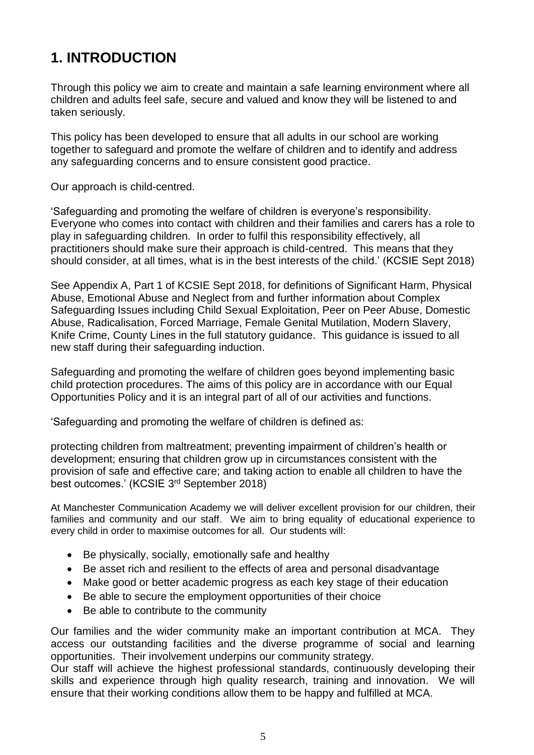# 1. INTRODUCTION

Through this policy we aim to create and maintain a safe learning environment where all children and adults feel safe, secure and valued and know they will be listened to and taken seriously.

This policy has been developed to ensure that all adults in our school are working together to safeguard and promote the welfare of children and to identify and address any safeguarding concerns and to ensure consistent good practice.

Our approach is child-centred.

'Safeguarding and promoting the welfare of children is everyone's responsibility. Everyone who comes into contact with children and their families and carers has a role to play in safeguarding children. In order to fulfil this responsibility effectively, all practitioners should make sure their approach is child-centred. This means that they should consider, at all times, what is in the best interests of the child.' (KCSIE Sept 2018)

See Appendix A, Part 1 of KCSIE Sept 2018, for definitions of Significant Harm, Physical Abuse, Emotional Abuse and Neglect from and further information about Complex Safeguarding Issues including Child Sexual Exploitation, Peer on Peer Abuse, Domestic Abuse, Radicalisation, Forced Marriage, Female Genital Mutilation, Modern Slavery, Knife Crime, County Lines in the full statutory guidance. This guidance is issued to all new staff during their safeguarding induction.

Safeguarding and promoting the welfare of children goes beyond implementing basic child protection procedures. The aims of this policy are in accordance with our Equal Opportunities Policy and it is an integral part of all of our activities and functions.

'Safeguarding and promoting the welfare of children is defined as:

protecting children from maltreatment; preventing impairment of children's health or development; ensuring that children grow up in circumstances consistent with the provision of safe and effective care; and taking action to enable all children to have the best outcomes.' (KCSIE 3rd September 2018)

At Manchester Communication Academy we will deliver excellent provision for our children, their families and community and our staff. We aim to bring equality of educational experience to every child in order to maximise outcomes for all. Our students will:

- Be physically, socially, emotionally safe and healthy
- Be asset rich and resilient to the effects of area and personal disadvantage
- Make good or better academic progress as each key stage of their education
- Be able to secure the employment opportunities of their choice
- Be able to contribute to the community

Our families and the wider community make an important contribution at MCA. They access our outstanding facilities and the diverse programme of social and learning opportunities. Their involvement underpins our community strategy.

Our staff will achieve the highest professional standards, continuously developing their skills and experience through high quality research, training and innovation. We will ensure that their working conditions allow them to be happy and fulfilled at MCA.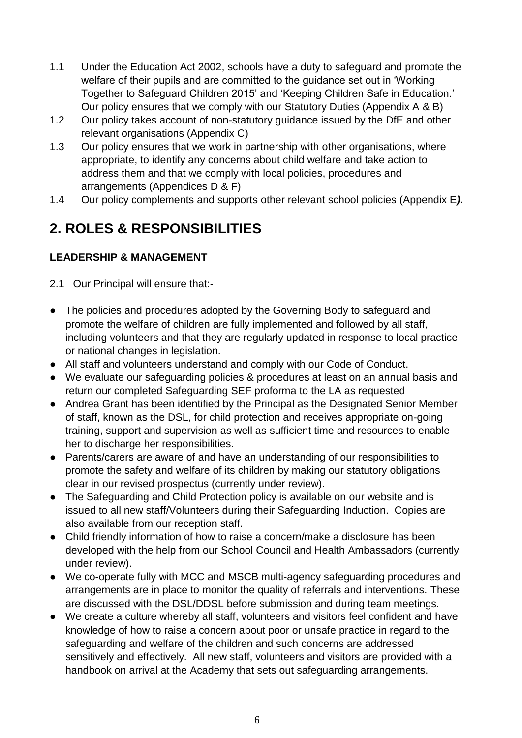1.1 Under the Education Act 2002, schools have a duty to safeguard and promote the welfare of their pupils and are committed to the guidance set out in 'Working Together to Safeguard Children 2015' and 'Keeping Children Safe in Education.' Our policy ensures that we comply with our Statutory Duties (Appendix A & B)

1.2 Our policy takes account of non-statutory guidance issued by the DfE and other relevant organisations (Appendix C)

1.3 Our policy ensures that we work in partnership with other organisations, where appropriate, to identify any concerns about child welfare and take action to address them and that we comply with local policies, procedures and arrangements (Appendices D & F)

1.4 Our policy complements and supports other relevant school policies (Appendix E***).***

## 2. ROLES & RESPONSIBILITIES

### LEADERSHIP & MANAGEMENT

2.1 Our Principal will ensure that:-

- The policies and procedures adopted by the Governing Body to safeguard and promote the welfare of children are fully implemented and followed by all staff, including volunteers and that they are regularly updated in response to local practice or national changes in legislation.
- All staff and volunteers understand and comply with our Code of Conduct.
- We evaluate our safeguarding policies & procedures at least on an annual basis and return our completed Safeguarding SEF proforma to the LA as requested
- Andrea Grant has been identified by the Principal as the Designated Senior Member of staff, known as the DSL, for child protection and receives appropriate on-going training, support and supervision as well as sufficient time and resources to enable her to discharge her responsibilities.
- Parents/carers are aware of and have an understanding of our responsibilities to promote the safety and welfare of its children by making our statutory obligations clear in our revised prospectus (currently under review).
- The Safeguarding and Child Protection policy is available on our website and is issued to all new staff/Volunteers during their Safeguarding Induction. Copies are also available from our reception staff.
- Child friendly information of how to raise a concern/make a disclosure has been developed with the help from our School Council and Health Ambassadors (currently under review).
- We co-operate fully with MCC and MSCB multi-agency safeguarding procedures and arrangements are in place to monitor the quality of referrals and interventions. These are discussed with the DSL/DDSL before submission and during team meetings.
- We create a culture whereby all staff, volunteers and visitors feel confident and have knowledge of how to raise a concern about poor or unsafe practice in regard to the safeguarding and welfare of the children and such concerns are addressed sensitively and effectively. All new staff, volunteers and visitors are provided with a handbook on arrival at the Academy that sets out safeguarding arrangements.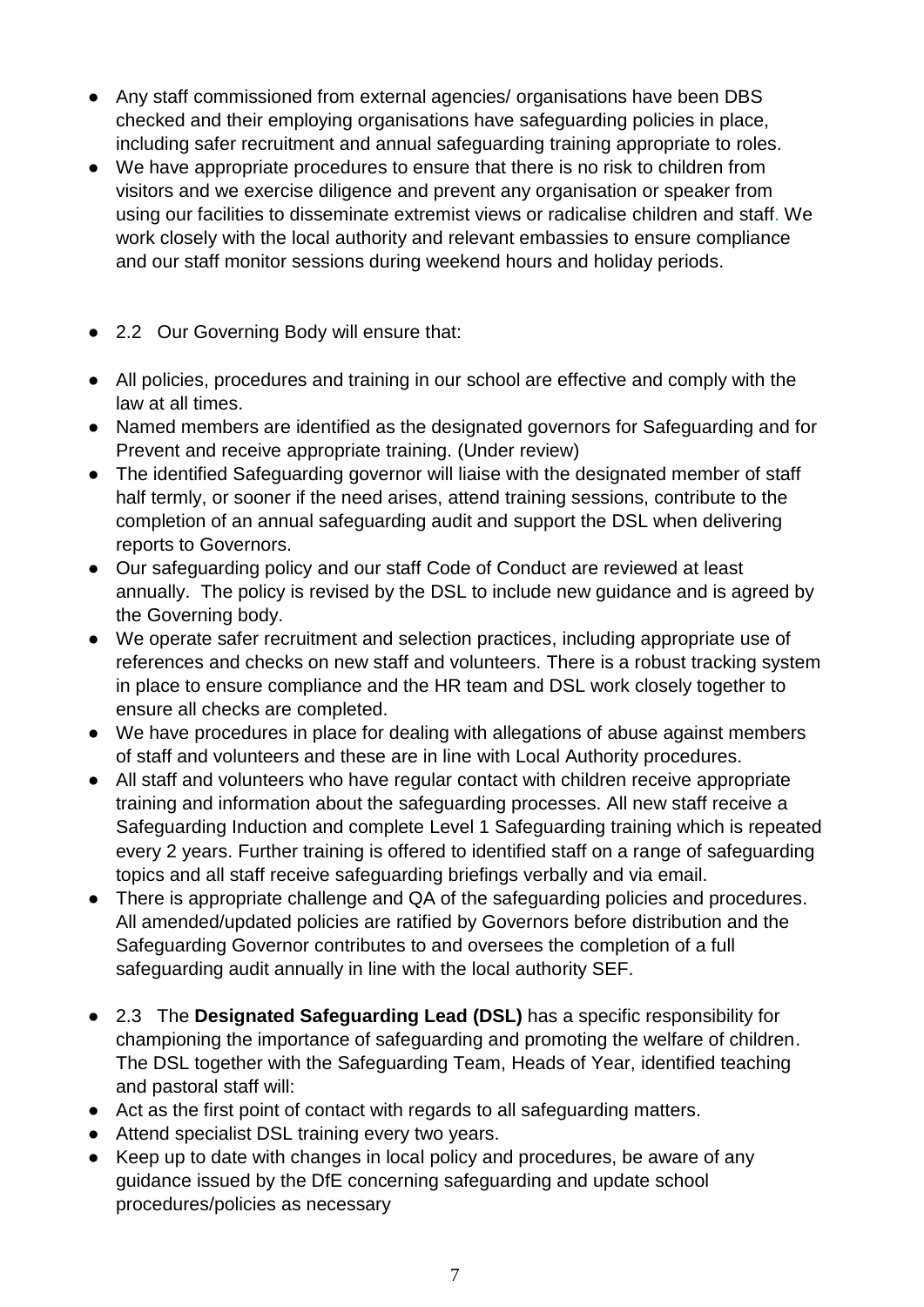- Any staff commissioned from external agencies/ organisations have been DBS checked and their employing organisations have safeguarding policies in place, including safer recruitment and annual safeguarding training appropriate to roles.
- We have appropriate procedures to ensure that there is no risk to children from visitors and we exercise diligence and prevent any organisation or speaker from using our facilities to disseminate extremist views or radicalise children and staff. We work closely with the local authority and relevant embassies to ensure compliance and our staff monitor sessions during weekend hours and holiday periods.

- 2.2 Our Governing Body will ensure that:

- All policies, procedures and training in our school are effective and comply with the law at all times.
- Named members are identified as the designated governors for Safeguarding and for Prevent and receive appropriate training. (Under review)
- The identified Safeguarding governor will liaise with the designated member of staff half termly, or sooner if the need arises, attend training sessions, contribute to the completion of an annual safeguarding audit and support the DSL when delivering reports to Governors.
- Our safeguarding policy and our staff Code of Conduct are reviewed at least annually. The policy is revised by the DSL to include new guidance and is agreed by the Governing body.
- We operate safer recruitment and selection practices, including appropriate use of references and checks on new staff and volunteers. There is a robust tracking system in place to ensure compliance and the HR team and DSL work closely together to ensure all checks are completed.
- We have procedures in place for dealing with allegations of abuse against members of staff and volunteers and these are in line with Local Authority procedures.
- All staff and volunteers who have regular contact with children receive appropriate training and information about the safeguarding processes. All new staff receive a Safeguarding Induction and complete Level 1 Safeguarding training which is repeated every 2 years. Further training is offered to identified staff on a range of safeguarding topics and all staff receive safeguarding briefings verbally and via email.
- There is appropriate challenge and QA of the safeguarding policies and procedures. All amended/updated policies are ratified by Governors before distribution and the Safeguarding Governor contributes to and oversees the completion of a full safeguarding audit annually in line with the local authority SEF.

- 2.3 The **Designated Safeguarding Lead (DSL)** has a specific responsibility for championing the importance of safeguarding and promoting the welfare of children. The DSL together with the Safeguarding Team, Heads of Year, identified teaching and pastoral staff will:
- Act as the first point of contact with regards to all safeguarding matters.
- Attend specialist DSL training every two years.
- Keep up to date with changes in local policy and procedures, be aware of any guidance issued by the DfE concerning safeguarding and update school procedures/policies as necessary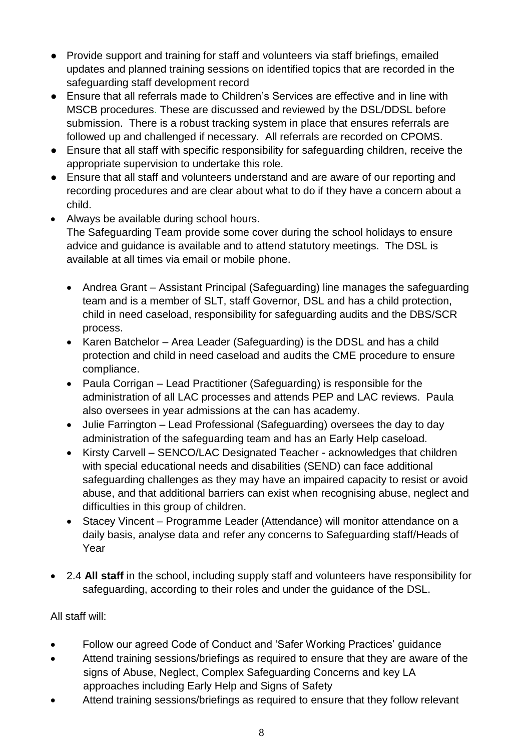- Provide support and training for staff and volunteers via staff briefings, emailed updates and planned training sessions on identified topics that are recorded in the safeguarding staff development record
- Ensure that all referrals made to Children's Services are effective and in line with MSCB procedures. These are discussed and reviewed by the DSL/DDSL before submission. There is a robust tracking system in place that ensures referrals are followed up and challenged if necessary. All referrals are recorded on CPOMS.
- Ensure that all staff with specific responsibility for safeguarding children, receive the appropriate supervision to undertake this role.
- Ensure that all staff and volunteers understand and are aware of our reporting and recording procedures and are clear about what to do if they have a concern about a child.
- Always be available during school hours.
  The Safeguarding Team provide some cover during the school holidays to ensure advice and guidance is available and to attend statutory meetings. The DSL is available at all times via email or mobile phone.

  - Andrea Grant – Assistant Principal (Safeguarding) line manages the safeguarding team and is a member of SLT, staff Governor, DSL and has a child protection, child in need caseload, responsibility for safeguarding audits and the DBS/SCR process.
  - Karen Batchelor – Area Leader (Safeguarding) is the DDSL and has a child protection and child in need caseload and audits the CME procedure to ensure compliance.
  - Paula Corrigan – Lead Practitioner (Safeguarding) is responsible for the administration of all LAC processes and attends PEP and LAC reviews. Paula also oversees in year admissions at the can has academy.
  - Julie Farrington – Lead Professional (Safeguarding) oversees the day to day administration of the safeguarding team and has an Early Help caseload.
  - Kirsty Carvell – SENCO/LAC Designated Teacher - acknowledges that children with special educational needs and disabilities (SEND) can face additional safeguarding challenges as they may have an impaired capacity to resist or avoid abuse, and that additional barriers can exist when recognising abuse, neglect and difficulties in this group of children.
  - Stacey Vincent – Programme Leader (Attendance) will monitor attendance on a daily basis, analyse data and refer any concerns to Safeguarding staff/Heads of Year

- 2.4 **All staff** in the school, including supply staff and volunteers have responsibility for safeguarding, according to their roles and under the guidance of the DSL.

All staff will:

- Follow our agreed Code of Conduct and 'Safer Working Practices' guidance
- Attend training sessions/briefings as required to ensure that they are aware of the signs of Abuse, Neglect, Complex Safeguarding Concerns and key LA approaches including Early Help and Signs of Safety
- Attend training sessions/briefings as required to ensure that they follow relevant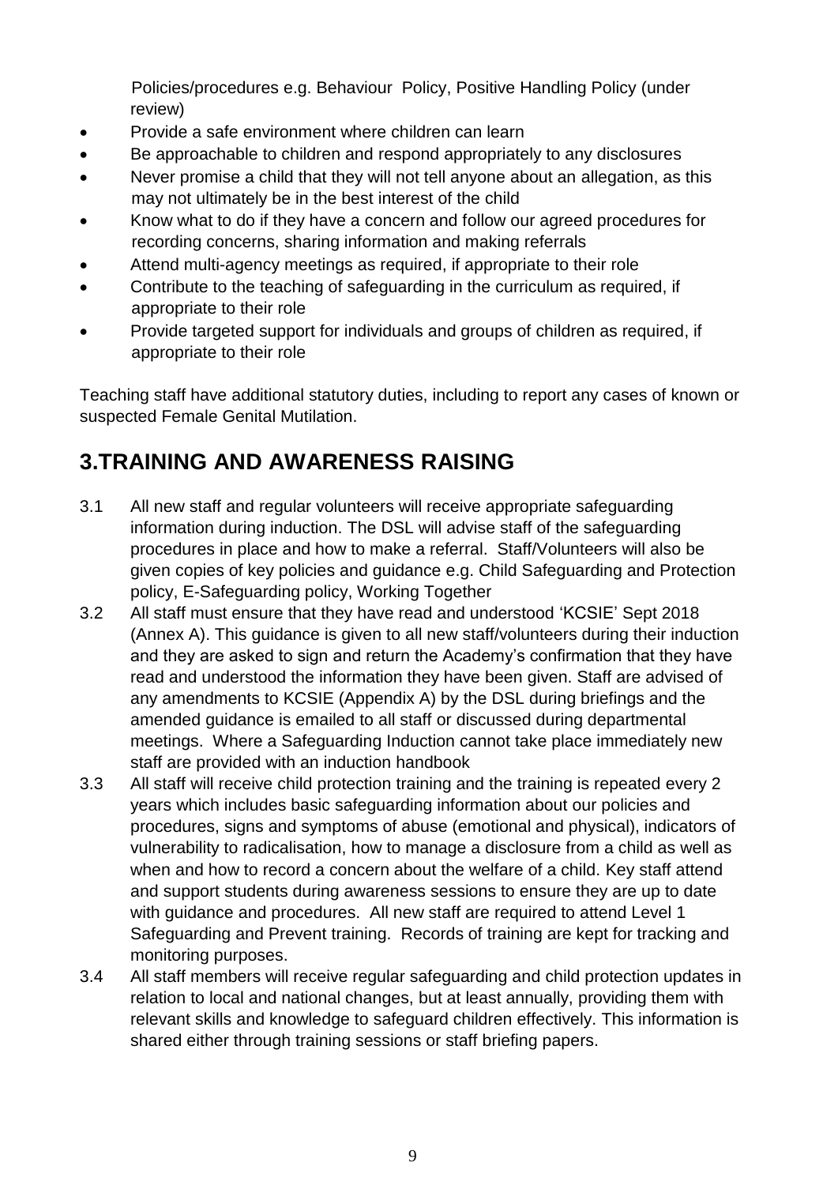Policies/procedures e.g. Behaviour Policy, Positive Handling Policy (under review)

- Provide a safe environment where children can learn
- Be approachable to children and respond appropriately to any disclosures
- Never promise a child that they will not tell anyone about an allegation, as this may not ultimately be in the best interest of the child
- Know what to do if they have a concern and follow our agreed procedures for recording concerns, sharing information and making referrals
- Attend multi-agency meetings as required, if appropriate to their role
- Contribute to the teaching of safeguarding in the curriculum as required, if appropriate to their role
- Provide targeted support for individuals and groups of children as required, if appropriate to their role

Teaching staff have additional statutory duties, including to report any cases of known or suspected Female Genital Mutilation.

# 3.TRAINING AND AWARENESS RAISING

3.1 All new staff and regular volunteers will receive appropriate safeguarding information during induction. The DSL will advise staff of the safeguarding procedures in place and how to make a referral. Staff/Volunteers will also be given copies of key policies and guidance e.g. Child Safeguarding and Protection policy, E-Safeguarding policy, Working Together

3.2 All staff must ensure that they have read and understood 'KCSIE' Sept 2018 (Annex A). This guidance is given to all new staff/volunteers during their induction and they are asked to sign and return the Academy's confirmation that they have read and understood the information they have been given. Staff are advised of any amendments to KCSIE (Appendix A) by the DSL during briefings and the amended guidance is emailed to all staff or discussed during departmental meetings. Where a Safeguarding Induction cannot take place immediately new staff are provided with an induction handbook

3.3 All staff will receive child protection training and the training is repeated every 2 years which includes basic safeguarding information about our policies and procedures, signs and symptoms of abuse (emotional and physical), indicators of vulnerability to radicalisation, how to manage a disclosure from a child as well as when and how to record a concern about the welfare of a child. Key staff attend and support students during awareness sessions to ensure they are up to date with guidance and procedures. All new staff are required to attend Level 1 Safeguarding and Prevent training. Records of training are kept for tracking and monitoring purposes.

3.4 All staff members will receive regular safeguarding and child protection updates in relation to local and national changes, but at least annually, providing them with relevant skills and knowledge to safeguard children effectively. This information is shared either through training sessions or staff briefing papers.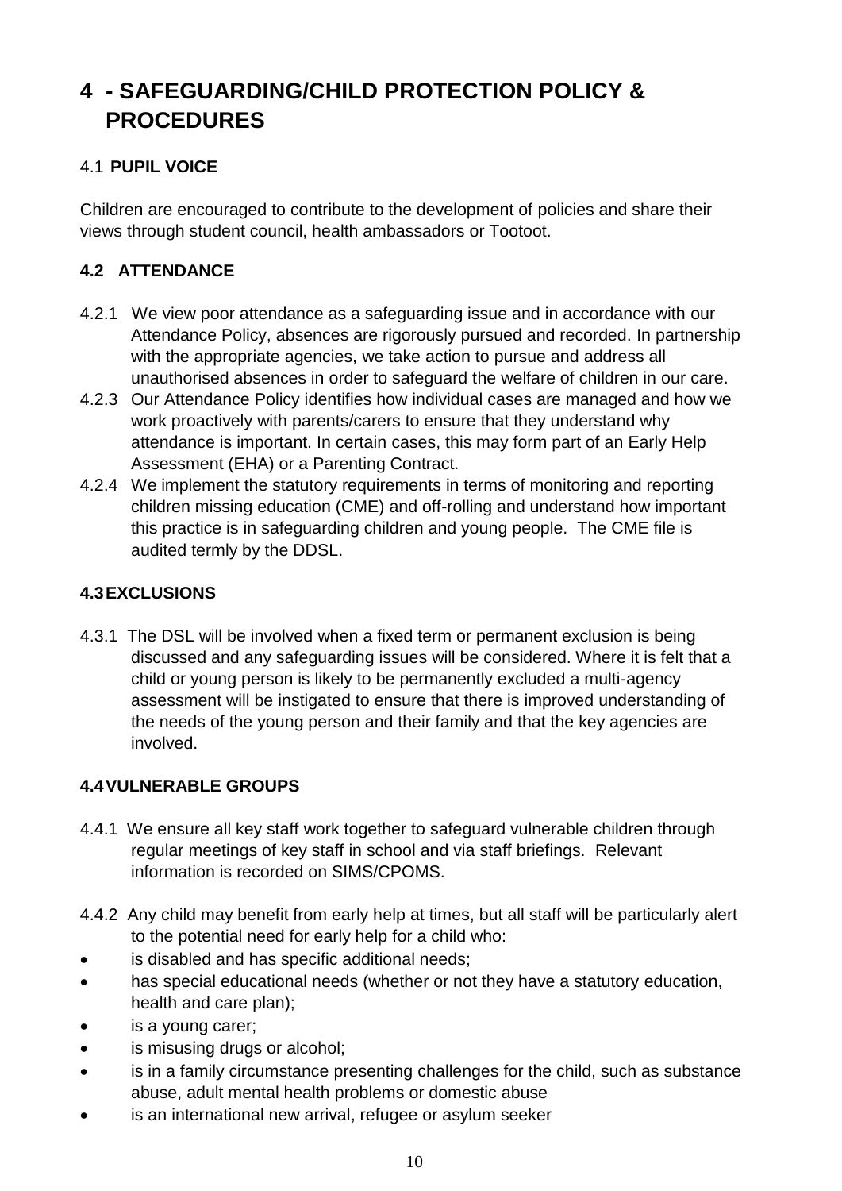# 4 - SAFEGUARDING/CHILD PROTECTION POLICY & PROCEDURES

## 4.1 PUPIL VOICE

Children are encouraged to contribute to the development of policies and share their views through student council, health ambassadors or Tootoot.

## 4.2 ATTENDANCE

4.2.1 We view poor attendance as a safeguarding issue and in accordance with our Attendance Policy, absences are rigorously pursued and recorded. In partnership with the appropriate agencies, we take action to pursue and address all unauthorised absences in order to safeguard the welfare of children in our care.

4.2.3 Our Attendance Policy identifies how individual cases are managed and how we work proactively with parents/carers to ensure that they understand why attendance is important. In certain cases, this may form part of an Early Help Assessment (EHA) or a Parenting Contract.

4.2.4 We implement the statutory requirements in terms of monitoring and reporting children missing education (CME) and off-rolling and understand how important this practice is in safeguarding children and young people. The CME file is audited termly by the DDSL.

## 4.3 EXCLUSIONS

4.3.1 The DSL will be involved when a fixed term or permanent exclusion is being discussed and any safeguarding issues will be considered. Where it is felt that a child or young person is likely to be permanently excluded a multi-agency assessment will be instigated to ensure that there is improved understanding of the needs of the young person and their family and that the key agencies are involved.

## 4.4 VULNERABLE GROUPS

4.4.1 We ensure all key staff work together to safeguard vulnerable children through regular meetings of key staff in school and via staff briefings. Relevant information is recorded on SIMS/CPOMS.

4.4.2 Any child may benefit from early help at times, but all staff will be particularly alert to the potential need for early help for a child who:

- is disabled and has specific additional needs;
- has special educational needs (whether or not they have a statutory education, health and care plan);
- is a young carer;
- is misusing drugs or alcohol;
- is in a family circumstance presenting challenges for the child, such as substance abuse, adult mental health problems or domestic abuse
- is an international new arrival, refugee or asylum seeker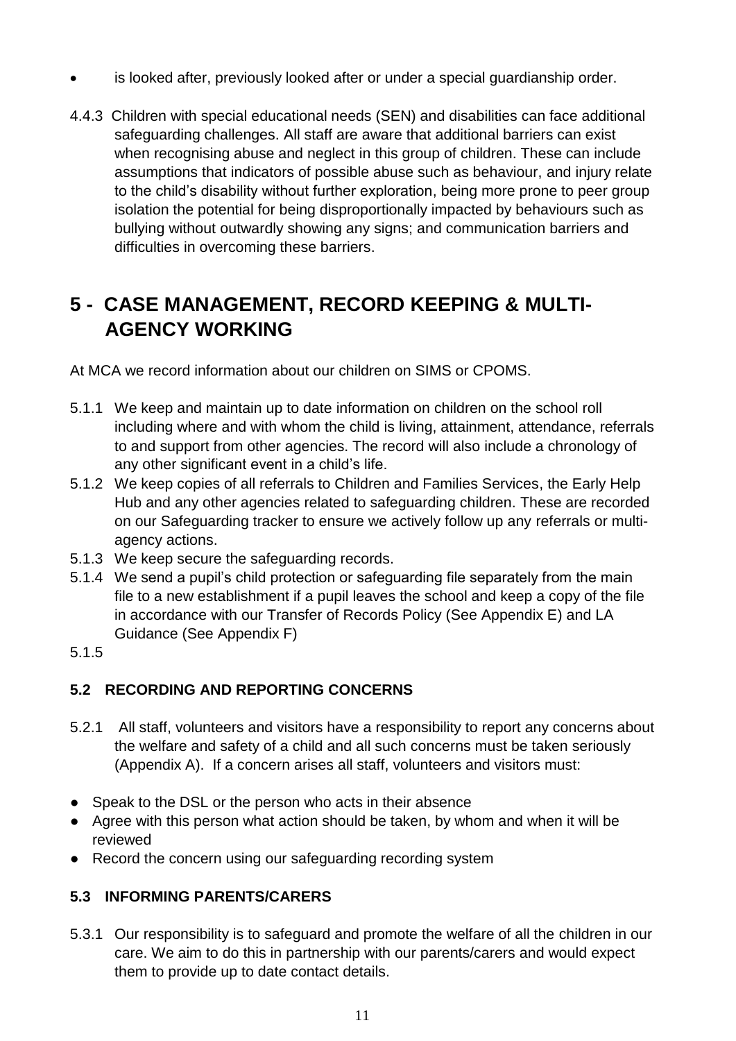- is looked after, previously looked after or under a special guardianship order.

4.4.3 Children with special educational needs (SEN) and disabilities can face additional safeguarding challenges. All staff are aware that additional barriers can exist when recognising abuse and neglect in this group of children. These can include assumptions that indicators of possible abuse such as behaviour, and injury relate to the child's disability without further exploration, being more prone to peer group isolation the potential for being disproportionally impacted by behaviours such as bullying without outwardly showing any signs; and communication barriers and difficulties in overcoming these barriers.

# 5 - CASE MANAGEMENT, RECORD KEEPING & MULTI-AGENCY WORKING

At MCA we record information about our children on SIMS or CPOMS.

5.1.1 We keep and maintain up to date information on children on the school roll including where and with whom the child is living, attainment, attendance, referrals to and support from other agencies. The record will also include a chronology of any other significant event in a child's life.

5.1.2 We keep copies of all referrals to Children and Families Services, the Early Help Hub and any other agencies related to safeguarding children. These are recorded on our Safeguarding tracker to ensure we actively follow up any referrals or multi-agency actions.

5.1.3 We keep secure the safeguarding records.

5.1.4 We send a pupil's child protection or safeguarding file separately from the main file to a new establishment if a pupil leaves the school and keep a copy of the file in accordance with our Transfer of Records Policy (See Appendix E) and LA Guidance (See Appendix F)

5.1.5

## 5.2 RECORDING AND REPORTING CONCERNS

5.2.1 All staff, volunteers and visitors have a responsibility to report any concerns about the welfare and safety of a child and all such concerns must be taken seriously (Appendix A). If a concern arises all staff, volunteers and visitors must:

- Speak to the DSL or the person who acts in their absence
- Agree with this person what action should be taken, by whom and when it will be reviewed
- Record the concern using our safeguarding recording system

## 5.3 INFORMING PARENTS/CARERS

5.3.1 Our responsibility is to safeguard and promote the welfare of all the children in our care. We aim to do this in partnership with our parents/carers and would expect them to provide up to date contact details.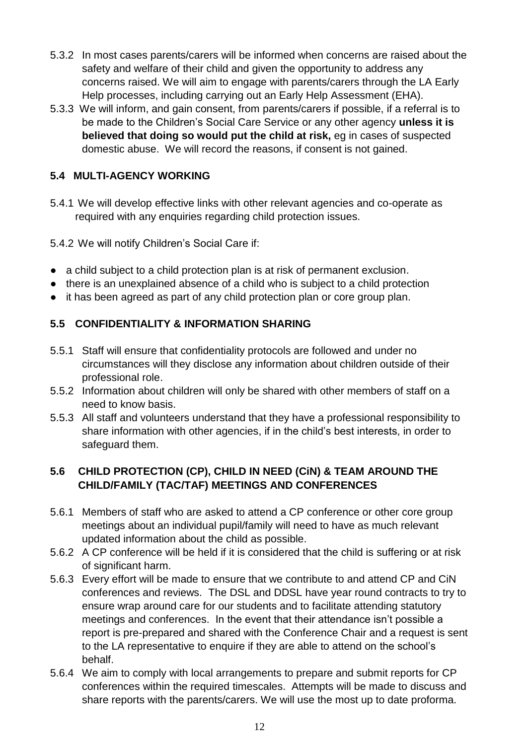5.3.2 In most cases parents/carers will be informed when concerns are raised about the safety and welfare of their child and given the opportunity to address any concerns raised. We will aim to engage with parents/carers through the LA Early Help processes, including carrying out an Early Help Assessment (EHA).

5.3.3 We will inform, and gain consent, from parents/carers if possible, if a referral is to be made to the Children's Social Care Service or any other agency **unless it is believed that doing so would put the child at risk,** eg in cases of suspected domestic abuse. We will record the reasons, if consent is not gained.

### 5.4 MULTI-AGENCY WORKING

5.4.1 We will develop effective links with other relevant agencies and co-operate as required with any enquiries regarding child protection issues.

5.4.2 We will notify Children's Social Care if:

- a child subject to a child protection plan is at risk of permanent exclusion.
- there is an unexplained absence of a child who is subject to a child protection
- it has been agreed as part of any child protection plan or core group plan.

### 5.5 CONFIDENTIALITY & INFORMATION SHARING

5.5.1 Staff will ensure that confidentiality protocols are followed and under no circumstances will they disclose any information about children outside of their professional role.

5.5.2 Information about children will only be shared with other members of staff on a need to know basis.

5.5.3 All staff and volunteers understand that they have a professional responsibility to share information with other agencies, if in the child's best interests, in order to safeguard them.

### 5.6 CHILD PROTECTION (CP), CHILD IN NEED (CiN) & TEAM AROUND THE CHILD/FAMILY (TAC/TAF) MEETINGS AND CONFERENCES

5.6.1 Members of staff who are asked to attend a CP conference or other core group meetings about an individual pupil/family will need to have as much relevant updated information about the child as possible.

5.6.2 A CP conference will be held if it is considered that the child is suffering or at risk of significant harm.

5.6.3 Every effort will be made to ensure that we contribute to and attend CP and CiN conferences and reviews. The DSL and DDSL have year round contracts to try to ensure wrap around care for our students and to facilitate attending statutory meetings and conferences. In the event that their attendance isn't possible a report is pre-prepared and shared with the Conference Chair and a request is sent to the LA representative to enquire if they are able to attend on the school's behalf.

5.6.4 We aim to comply with local arrangements to prepare and submit reports for CP conferences within the required timescales. Attempts will be made to discuss and share reports with the parents/carers. We will use the most up to date proforma.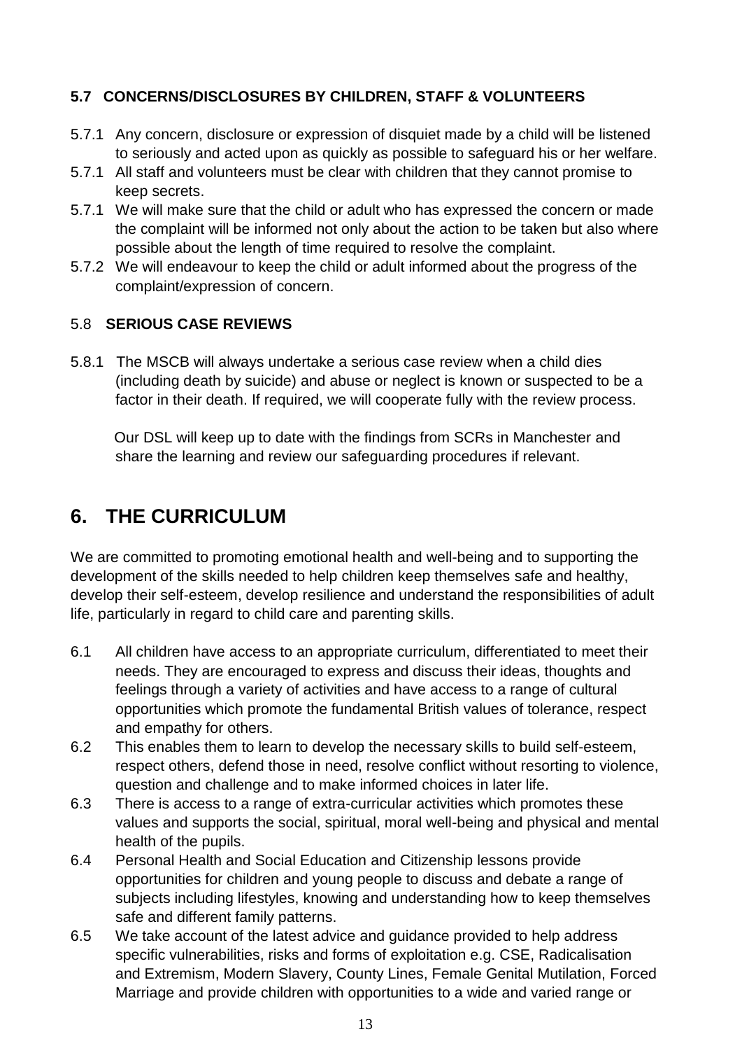### 5.7 CONCERNS/DISCLOSURES BY CHILDREN, STAFF & VOLUNTEERS

5.7.1 Any concern, disclosure or expression of disquiet made by a child will be listened to seriously and acted upon as quickly as possible to safeguard his or her welfare.

5.7.1 All staff and volunteers must be clear with children that they cannot promise to keep secrets.

5.7.1 We will make sure that the child or adult who has expressed the concern or made the complaint will be informed not only about the action to be taken but also where possible about the length of time required to resolve the complaint.

5.7.2 We will endeavour to keep the child or adult informed about the progress of the complaint/expression of concern.

### 5.8 SERIOUS CASE REVIEWS

5.8.1 The MSCB will always undertake a serious case review when a child dies (including death by suicide) and abuse or neglect is known or suspected to be a factor in their death. If required, we will cooperate fully with the review process.

Our DSL will keep up to date with the findings from SCRs in Manchester and share the learning and review our safeguarding procedures if relevant.

## 6. THE CURRICULUM

We are committed to promoting emotional health and well-being and to supporting the development of the skills needed to help children keep themselves safe and healthy, develop their self-esteem, develop resilience and understand the responsibilities of adult life, particularly in regard to child care and parenting skills.

6.1 All children have access to an appropriate curriculum, differentiated to meet their needs. They are encouraged to express and discuss their ideas, thoughts and feelings through a variety of activities and have access to a range of cultural opportunities which promote the fundamental British values of tolerance, respect and empathy for others.

6.2 This enables them to learn to develop the necessary skills to build self-esteem, respect others, defend those in need, resolve conflict without resorting to violence, question and challenge and to make informed choices in later life.

6.3 There is access to a range of extra-curricular activities which promotes these values and supports the social, spiritual, moral well-being and physical and mental health of the pupils.

6.4 Personal Health and Social Education and Citizenship lessons provide opportunities for children and young people to discuss and debate a range of subjects including lifestyles, knowing and understanding how to keep themselves safe and different family patterns.

6.5 We take account of the latest advice and guidance provided to help address specific vulnerabilities, risks and forms of exploitation e.g. CSE, Radicalisation and Extremism, Modern Slavery, County Lines, Female Genital Mutilation, Forced Marriage and provide children with opportunities to a wide and varied range or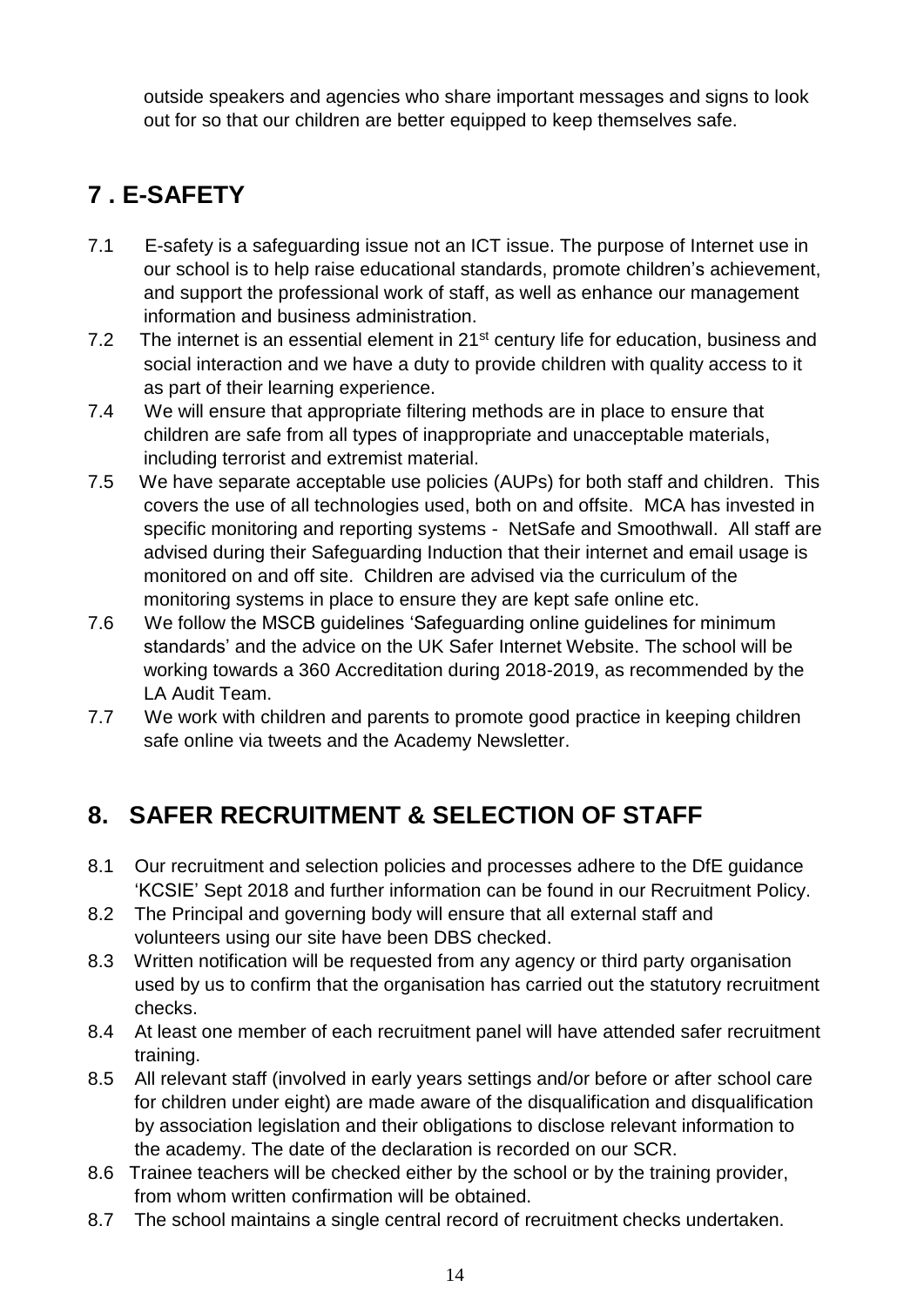outside speakers and agencies who share important messages and signs to look out for so that our children are better equipped to keep themselves safe.

## 7 . E-SAFETY

7.1 E-safety is a safeguarding issue not an ICT issue. The purpose of Internet use in our school is to help raise educational standards, promote children's achievement, and support the professional work of staff, as well as enhance our management information and business administration.

7.2 The internet is an essential element in 21st century life for education, business and social interaction and we have a duty to provide children with quality access to it as part of their learning experience.

7.4 We will ensure that appropriate filtering methods are in place to ensure that children are safe from all types of inappropriate and unacceptable materials, including terrorist and extremist material.

7.5 We have separate acceptable use policies (AUPs) for both staff and children. This covers the use of all technologies used, both on and offsite. MCA has invested in specific monitoring and reporting systems - NetSafe and Smoothwall. All staff are advised during their Safeguarding Induction that their internet and email usage is monitored on and off site. Children are advised via the curriculum of the monitoring systems in place to ensure they are kept safe online etc.

7.6 We follow the MSCB guidelines 'Safeguarding online guidelines for minimum standards' and the advice on the UK Safer Internet Website. The school will be working towards a 360 Accreditation during 2018-2019, as recommended by the LA Audit Team.

7.7 We work with children and parents to promote good practice in keeping children safe online via tweets and the Academy Newsletter.

## 8. SAFER RECRUITMENT & SELECTION OF STAFF

8.1 Our recruitment and selection policies and processes adhere to the DfE guidance 'KCSIE' Sept 2018 and further information can be found in our Recruitment Policy.

8.2 The Principal and governing body will ensure that all external staff and volunteers using our site have been DBS checked.

8.3 Written notification will be requested from any agency or third party organisation used by us to confirm that the organisation has carried out the statutory recruitment checks.

8.4 At least one member of each recruitment panel will have attended safer recruitment training.

8.5 All relevant staff (involved in early years settings and/or before or after school care for children under eight) are made aware of the disqualification and disqualification by association legislation and their obligations to disclose relevant information to the academy. The date of the declaration is recorded on our SCR.

8.6 Trainee teachers will be checked either by the school or by the training provider, from whom written confirmation will be obtained.

8.7 The school maintains a single central record of recruitment checks undertaken.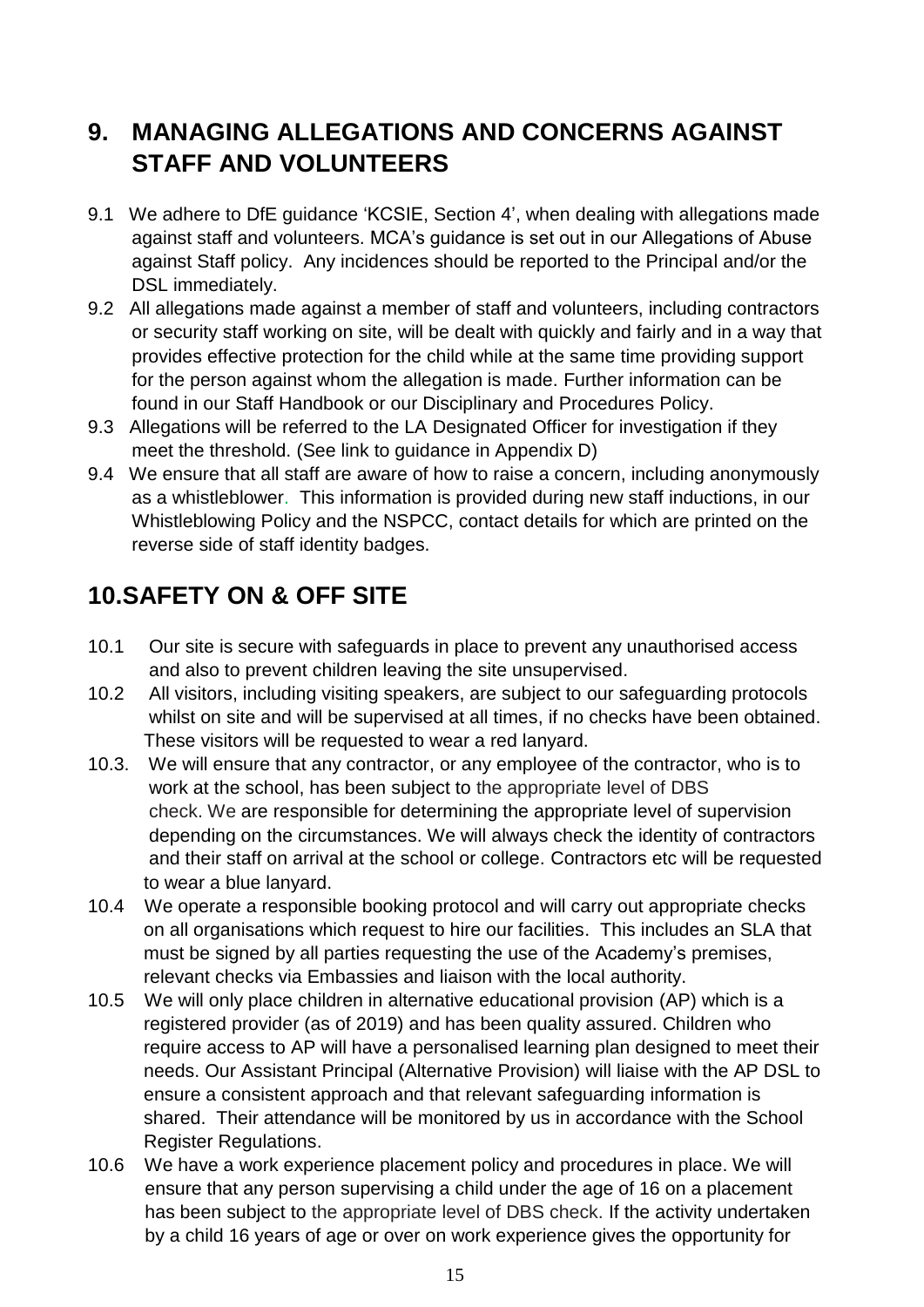## 9. MANAGING ALLEGATIONS AND CONCERNS AGAINST STAFF AND VOLUNTEERS

9.1 We adhere to DfE guidance 'KCSIE, Section 4', when dealing with allegations made against staff and volunteers. MCA's guidance is set out in our Allegations of Abuse against Staff policy. Any incidences should be reported to the Principal and/or the DSL immediately.

9.2 All allegations made against a member of staff and volunteers, including contractors or security staff working on site, will be dealt with quickly and fairly and in a way that provides effective protection for the child while at the same time providing support for the person against whom the allegation is made. Further information can be found in our Staff Handbook or our Disciplinary and Procedures Policy.

9.3 Allegations will be referred to the LA Designated Officer for investigation if they meet the threshold. (See link to guidance in Appendix D)

9.4 We ensure that all staff are aware of how to raise a concern, including anonymously as a whistleblower. This information is provided during new staff inductions, in our Whistleblowing Policy and the NSPCC, contact details for which are printed on the reverse side of staff identity badges.

## 10. SAFETY ON & OFF SITE

10.1 Our site is secure with safeguards in place to prevent any unauthorised access and also to prevent children leaving the site unsupervised.

10.2 All visitors, including visiting speakers, are subject to our safeguarding protocols whilst on site and will be supervised at all times, if no checks have been obtained. These visitors will be requested to wear a red lanyard.

10.3. We will ensure that any contractor, or any employee of the contractor, who is to work at the school, has been subject to the appropriate level of DBS check. We are responsible for determining the appropriate level of supervision depending on the circumstances. We will always check the identity of contractors and their staff on arrival at the school or college. Contractors etc will be requested to wear a blue lanyard.

10.4 We operate a responsible booking protocol and will carry out appropriate checks on all organisations which request to hire our facilities. This includes an SLA that must be signed by all parties requesting the use of the Academy's premises, relevant checks via Embassies and liaison with the local authority.

10.5 We will only place children in alternative educational provision (AP) which is a registered provider (as of 2019) and has been quality assured. Children who require access to AP will have a personalised learning plan designed to meet their needs. Our Assistant Principal (Alternative Provision) will liaise with the AP DSL to ensure a consistent approach and that relevant safeguarding information is shared. Their attendance will be monitored by us in accordance with the School Register Regulations.

10.6 We have a work experience placement policy and procedures in place. We will ensure that any person supervising a child under the age of 16 on a placement has been subject to the appropriate level of DBS check. If the activity undertaken by a child 16 years of age or over on work experience gives the opportunity for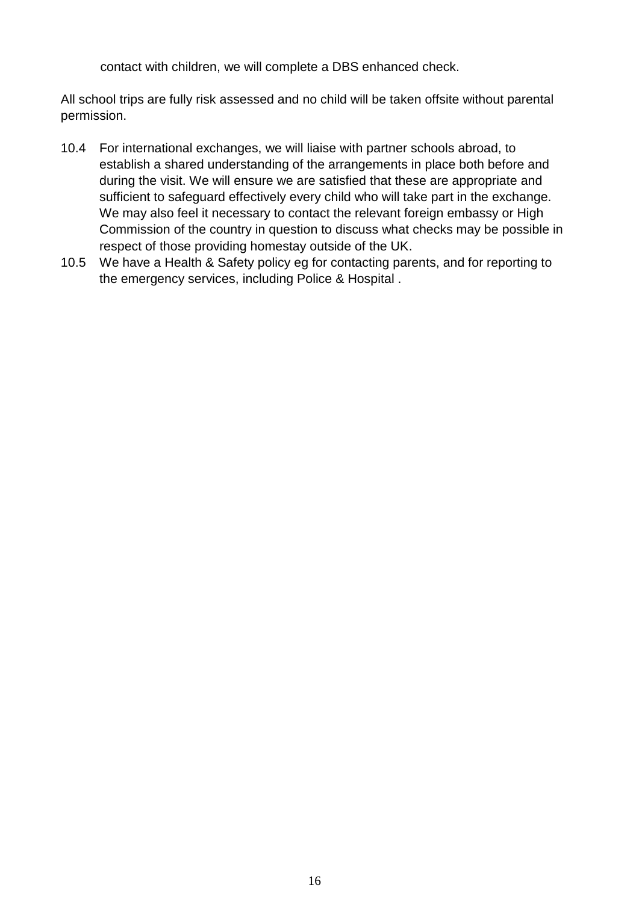contact with children, we will complete a DBS enhanced check.

All school trips are fully risk assessed and no child will be taken offsite without parental permission.

10.4 For international exchanges, we will liaise with partner schools abroad, to establish a shared understanding of the arrangements in place both before and during the visit. We will ensure we are satisfied that these are appropriate and sufficient to safeguard effectively every child who will take part in the exchange. We may also feel it necessary to contact the relevant foreign embassy or High Commission of the country in question to discuss what checks may be possible in respect of those providing homestay outside of the UK.

10.5 We have a Health & Safety policy eg for contacting parents, and for reporting to the emergency services, including Police & Hospital .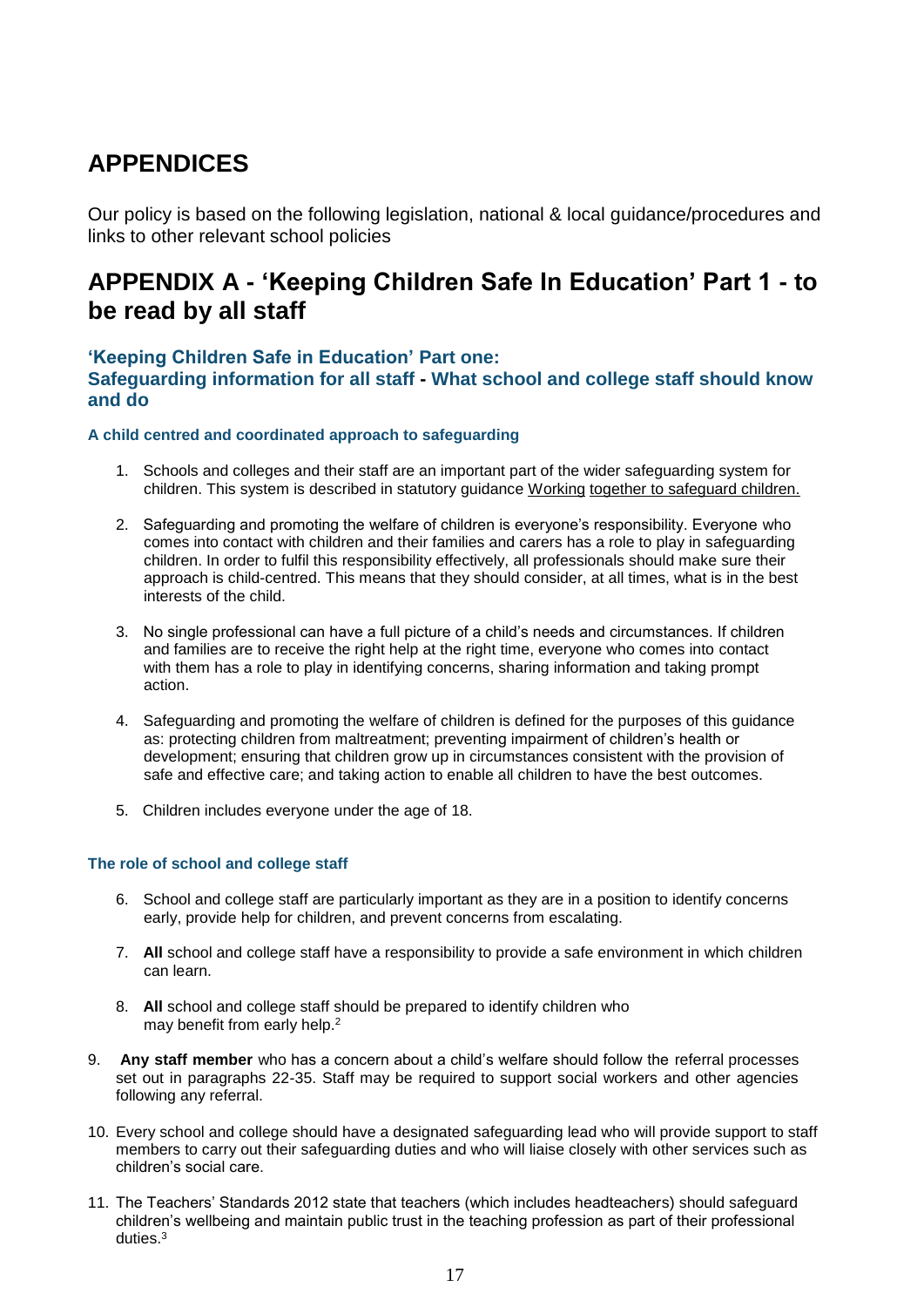# APPENDICES

Our policy is based on the following legislation, national & local guidance/procedures and links to other relevant school policies

## APPENDIX A - 'Keeping Children Safe In Education' Part 1 - to be read by all staff

### 'Keeping Children Safe in Education' Part one: Safeguarding information for all staff - What school and college staff should know and do

#### A child centred and coordinated approach to safeguarding

1. Schools and colleges and their staff are an important part of the wider safeguarding system for children. This system is described in statutory guidance Working together to safeguard children.
2. Safeguarding and promoting the welfare of children is everyone's responsibility. Everyone who comes into contact with children and their families and carers has a role to play in safeguarding children. In order to fulfil this responsibility effectively, all professionals should make sure their approach is child-centred. This means that they should consider, at all times, what is in the best interests of the child.
3. No single professional can have a full picture of a child's needs and circumstances. If children and families are to receive the right help at the right time, everyone who comes into contact with them has a role to play in identifying concerns, sharing information and taking prompt action.
4. Safeguarding and promoting the welfare of children is defined for the purposes of this guidance as: protecting children from maltreatment; preventing impairment of children's health or development; ensuring that children grow up in circumstances consistent with the provision of safe and effective care; and taking action to enable all children to have the best outcomes.
5. Children includes everyone under the age of 18.

#### The role of school and college staff

6. School and college staff are particularly important as they are in a position to identify concerns early, provide help for children, and prevent concerns from escalating.
7. **All** school and college staff have a responsibility to provide a safe environment in which children can learn.
8. **All** school and college staff should be prepared to identify children who may benefit from early help.[2]
9. **Any staff member** who has a concern about a child's welfare should follow the referral processes set out in paragraphs 22-35. Staff may be required to support social workers and other agencies following any referral.
10. Every school and college should have a designated safeguarding lead who will provide support to staff members to carry out their safeguarding duties and who will liaise closely with other services such as children's social care.
11. The Teachers' Standards 2012 state that teachers (which includes headteachers) should safeguard children's wellbeing and maintain public trust in the teaching profession as part of their professional duties.[3]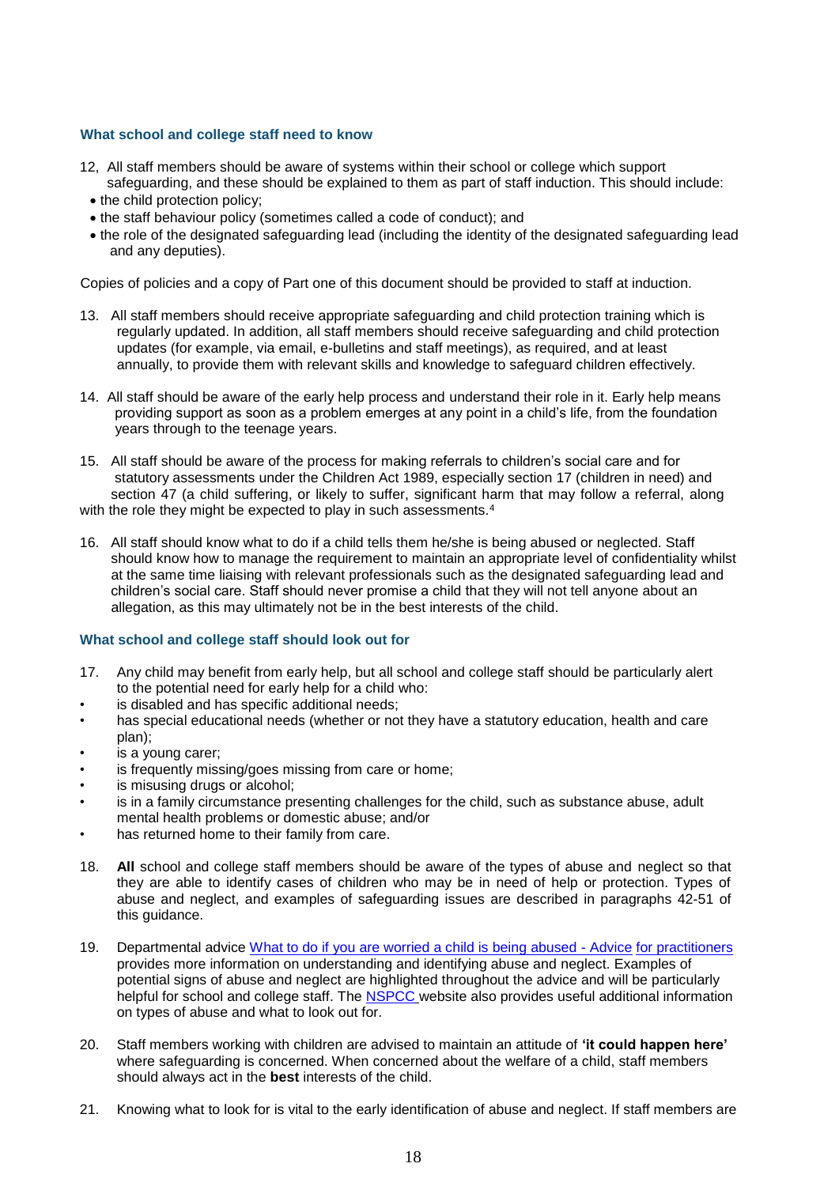### What school and college staff need to know

12, All staff members should be aware of systems within their school or college which support safeguarding, and these should be explained to them as part of staff induction. This should include:

- the child protection policy;
- the staff behaviour policy (sometimes called a code of conduct); and
- the role of the designated safeguarding lead (including the identity of the designated safeguarding lead and any deputies).

Copies of policies and a copy of Part one of this document should be provided to staff at induction.

13. All staff members should receive appropriate safeguarding and child protection training which is regularly updated. In addition, all staff members should receive safeguarding and child protection updates (for example, via email, e-bulletins and staff meetings), as required, and at least annually, to provide them with relevant skills and knowledge to safeguard children effectively.

14. All staff should be aware of the early help process and understand their role in it. Early help means providing support as soon as a problem emerges at any point in a child's life, from the foundation years through to the teenage years.

15. All staff should be aware of the process for making referrals to children's social care and for statutory assessments under the Children Act 1989, especially section 17 (children in need) and section 47 (a child suffering, or likely to suffer, significant harm that may follow a referral, along with the role they might be expected to play in such assessments.[4]

16. All staff should know what to do if a child tells them he/she is being abused or neglected. Staff should know how to manage the requirement to maintain an appropriate level of confidentiality whilst at the same time liaising with relevant professionals such as the designated safeguarding lead and children's social care. Staff should never promise a child that they will not tell anyone about an allegation, as this may ultimately not be in the best interests of the child.

### What school and college staff should look out for

17. Any child may benefit from early help, but all school and college staff should be particularly alert to the potential need for early help for a child who:

- is disabled and has specific additional needs;
- has special educational needs (whether or not they have a statutory education, health and care plan);
- is a young carer;
- is frequently missing/goes missing from care or home;
- is misusing drugs or alcohol;
- is in a family circumstance presenting challenges for the child, such as substance abuse, adult mental health problems or domestic abuse; and/or
- has returned home to their family from care.

18. **All** school and college staff members should be aware of the types of abuse and neglect so that they are able to identify cases of children who may be in need of help or protection. Types of abuse and neglect, and examples of safeguarding issues are described in paragraphs 42-51 of this guidance.

19. Departmental advice What to do if you are worried a child is being abused - Advice for practitioners provides more information on understanding and identifying abuse and neglect. Examples of potential signs of abuse and neglect are highlighted throughout the advice and will be particularly helpful for school and college staff. The NSPCC website also provides useful additional information on types of abuse and what to look out for.

20. Staff members working with children are advised to maintain an attitude of **'it could happen here'** where safeguarding is concerned. When concerned about the welfare of a child, staff members should always act in the **best** interests of the child.

21. Knowing what to look for is vital to the early identification of abuse and neglect. If staff members are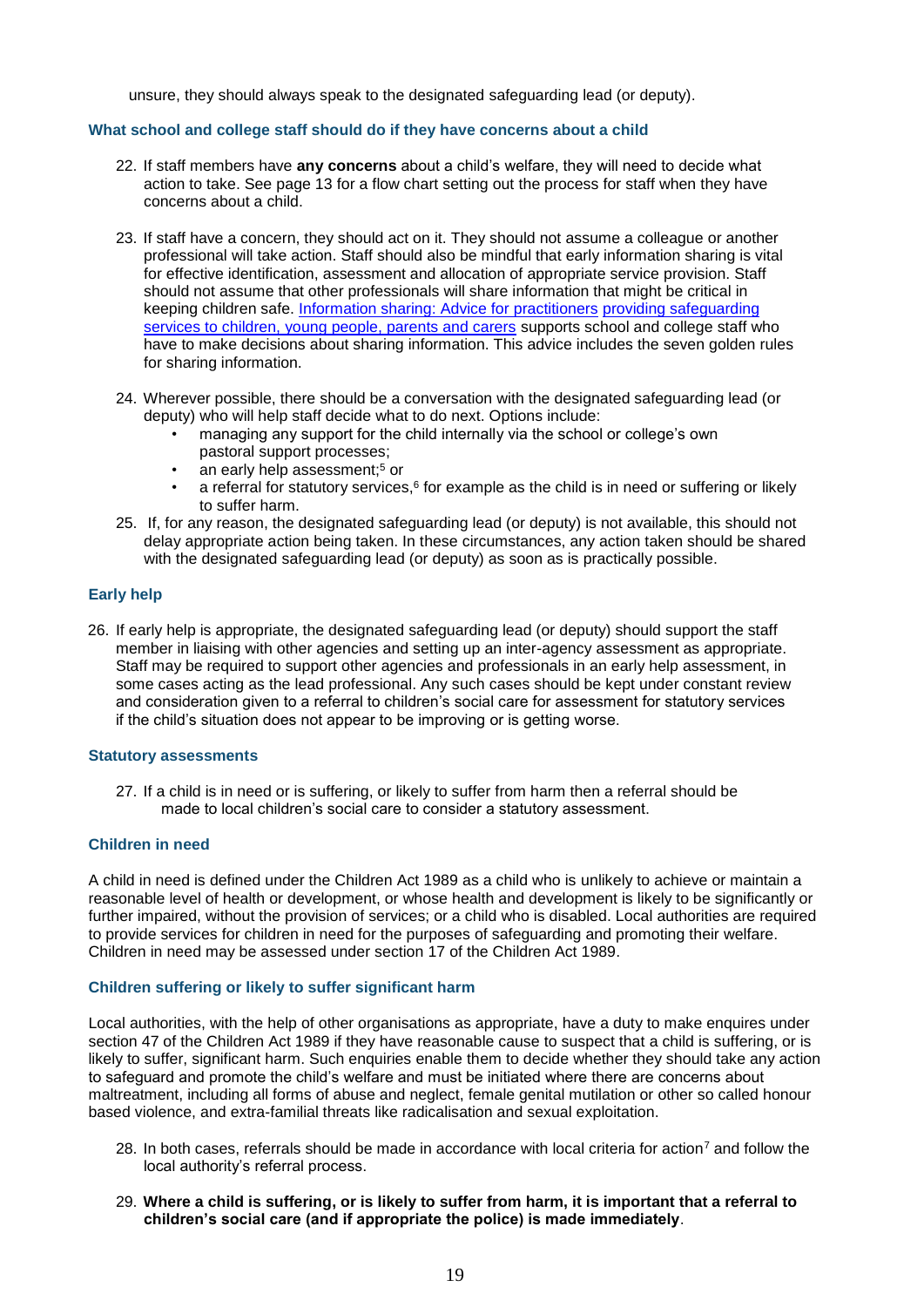unsure, they should always speak to the designated safeguarding lead (or deputy).

### What school and college staff should do if they have concerns about a child

22. If staff members have **any concerns** about a child's welfare, they will need to decide what action to take. See page 13 for a flow chart setting out the process for staff when they have concerns about a child.

23. If staff have a concern, they should act on it. They should not assume a colleague or another professional will take action. Staff should also be mindful that early information sharing is vital for effective identification, assessment and allocation of appropriate service provision. Staff should not assume that other professionals will share information that might be critical in keeping children safe. [Information sharing: Advice for practitioners](#) [providing safeguarding services to children, young people, parents and carers](#) supports school and college staff who have to make decisions about sharing information. This advice includes the seven golden rules for sharing information.

24. Wherever possible, there should be a conversation with the designated safeguarding lead (or deputy) who will help staff decide what to do next. Options include:
    - managing any support for the child internally via the school or college's own pastoral support processes;
    - an early help assessment;[5] or
    - a referral for statutory services,[6] for example as the child is in need or suffering or likely to suffer harm.

25. If, for any reason, the designated safeguarding lead (or deputy) is not available, this should not delay appropriate action being taken. In these circumstances, any action taken should be shared with the designated safeguarding lead (or deputy) as soon as is practically possible.

### Early help

26. If early help is appropriate, the designated safeguarding lead (or deputy) should support the staff member in liaising with other agencies and setting up an inter-agency assessment as appropriate. Staff may be required to support other agencies and professionals in an early help assessment, in some cases acting as the lead professional. Any such cases should be kept under constant review and consideration given to a referral to children's social care for assessment for statutory services if the child's situation does not appear to be improving or is getting worse.

### Statutory assessments

27. If a child is in need or is suffering, or likely to suffer from harm then a referral should be made to local children's social care to consider a statutory assessment.

### Children in need

A child in need is defined under the Children Act 1989 as a child who is unlikely to achieve or maintain a reasonable level of health or development, or whose health and development is likely to be significantly or further impaired, without the provision of services; or a child who is disabled. Local authorities are required to provide services for children in need for the purposes of safeguarding and promoting their welfare. Children in need may be assessed under section 17 of the Children Act 1989.

### Children suffering or likely to suffer significant harm

Local authorities, with the help of other organisations as appropriate, have a duty to make enquires under section 47 of the Children Act 1989 if they have reasonable cause to suspect that a child is suffering, or is likely to suffer, significant harm. Such enquiries enable them to decide whether they should take any action to safeguard and promote the child's welfare and must be initiated where there are concerns about maltreatment, including all forms of abuse and neglect, female genital mutilation or other so called honour based violence, and extra-familial threats like radicalisation and sexual exploitation.

28. In both cases, referrals should be made in accordance with local criteria for action[7] and follow the local authority's referral process.

29. **Where a child is suffering, or is likely to suffer from harm, it is important that a referral to children's social care (and if appropriate the police) is made immediately**.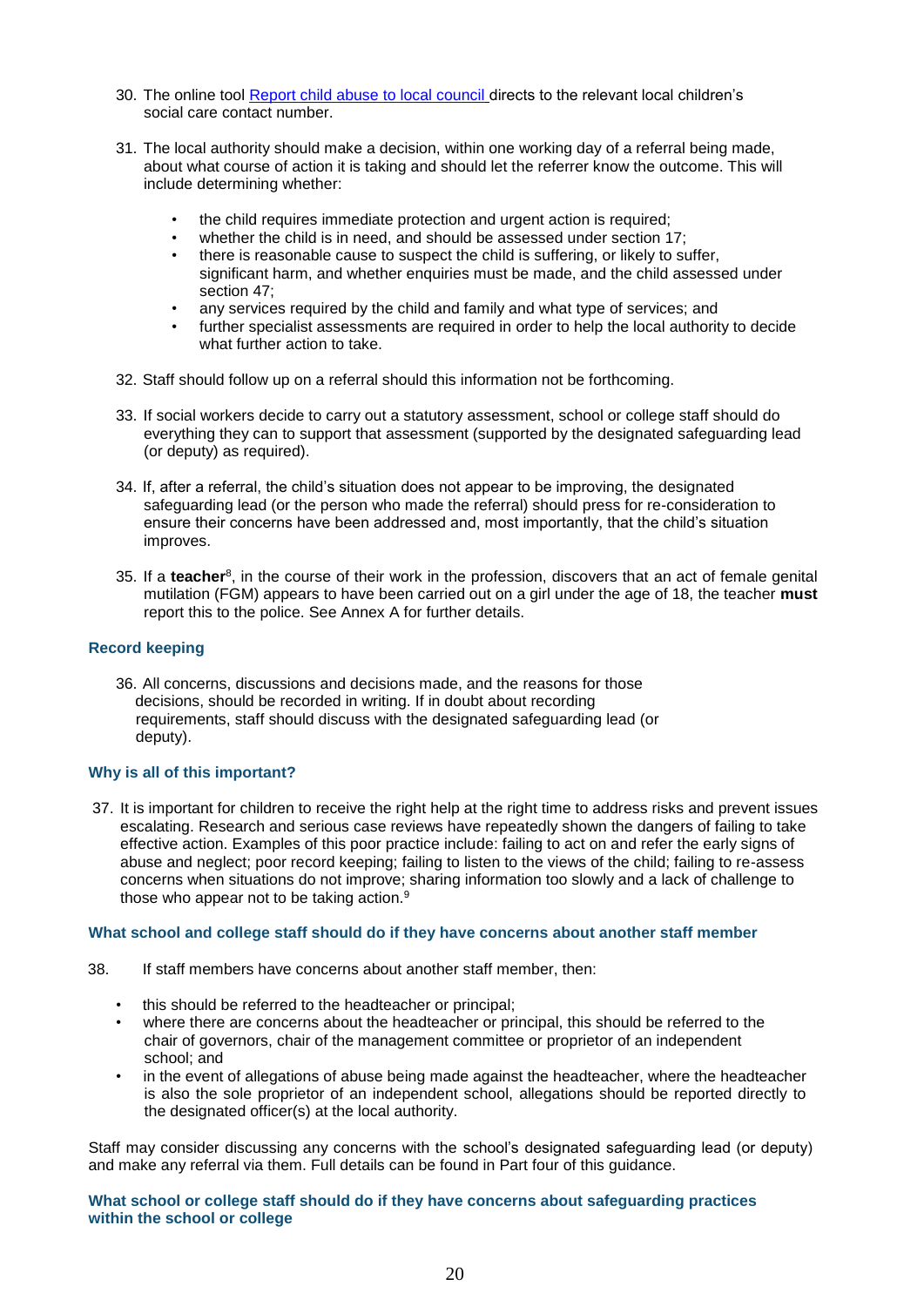30. The online tool [Report child abuse to local council](#) directs to the relevant local children's social care contact number.

31. The local authority should make a decision, within one working day of a referral being made, about what course of action it is taking and should let the referrer know the outcome. This will include determining whether:

    - the child requires immediate protection and urgent action is required;
    - whether the child is in need, and should be assessed under section 17;
    - there is reasonable cause to suspect the child is suffering, or likely to suffer, significant harm, and whether enquiries must be made, and the child assessed under section 47;
    - any services required by the child and family and what type of services; and
    - further specialist assessments are required in order to help the local authority to decide what further action to take.

32. Staff should follow up on a referral should this information not be forthcoming.

33. If social workers decide to carry out a statutory assessment, school or college staff should do everything they can to support that assessment (supported by the designated safeguarding lead (or deputy) as required).

34. If, after a referral, the child's situation does not appear to be improving, the designated safeguarding lead (or the person who made the referral) should press for re-consideration to ensure their concerns have been addressed and, most importantly, that the child's situation improves.

35. If a **teacher**[8], in the course of their work in the profession, discovers that an act of female genital mutilation (FGM) appears to have been carried out on a girl under the age of 18, the teacher **must** report this to the police. See Annex A for further details.

### Record keeping

36. All concerns, discussions and decisions made, and the reasons for those decisions, should be recorded in writing. If in doubt about recording requirements, staff should discuss with the designated safeguarding lead (or deputy).

### Why is all of this important?

37. It is important for children to receive the right help at the right time to address risks and prevent issues escalating. Research and serious case reviews have repeatedly shown the dangers of failing to take effective action. Examples of this poor practice include: failing to act on and refer the early signs of abuse and neglect; poor record keeping; failing to listen to the views of the child; failing to re-assess concerns when situations do not improve; sharing information too slowly and a lack of challenge to those who appear not to be taking action.[9]

### What school and college staff should do if they have concerns about another staff member

38. If staff members have concerns about another staff member, then:

    - this should be referred to the headteacher or principal;
    - where there are concerns about the headteacher or principal, this should be referred to the chair of governors, chair of the management committee or proprietor of an independent school; and
    - in the event of allegations of abuse being made against the headteacher, where the headteacher is also the sole proprietor of an independent school, allegations should be reported directly to the designated officer(s) at the local authority.

Staff may consider discussing any concerns with the school's designated safeguarding lead (or deputy) and make any referral via them. Full details can be found in Part four of this guidance.

### What school or college staff should do if they have concerns about safeguarding practices within the school or college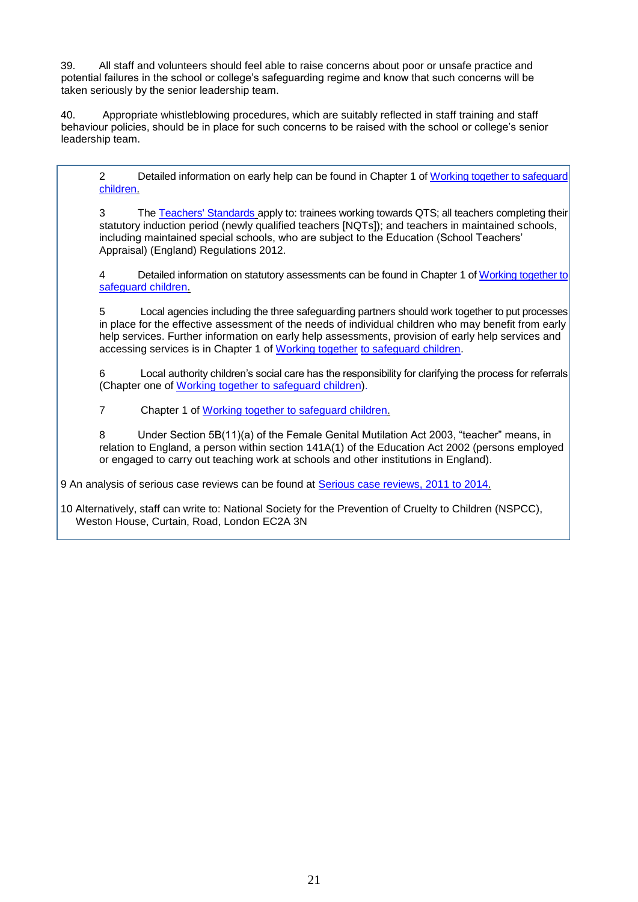39. All staff and volunteers should feel able to raise concerns about poor or unsafe practice and potential failures in the school or college's safeguarding regime and know that such concerns will be taken seriously by the senior leadership team.

40. Appropriate whistleblowing procedures, which are suitably reflected in staff training and staff behaviour policies, should be in place for such concerns to be raised with the school or college's senior leadership team.

---

2 Detailed information on early help can be found in Chapter 1 of Working together to safeguard children.

3 The Teachers' Standards apply to: trainees working towards QTS; all teachers completing their statutory induction period (newly qualified teachers [NQTs]); and teachers in maintained schools, including maintained special schools, who are subject to the Education (School Teachers' Appraisal) (England) Regulations 2012.

4 Detailed information on statutory assessments can be found in Chapter 1 of Working together to safeguard children.

5 Local agencies including the three safeguarding partners should work together to put processes in place for the effective assessment of the needs of individual children who may benefit from early help services. Further information on early help assessments, provision of early help services and accessing services is in Chapter 1 of Working together to safeguard children.

6 Local authority children's social care has the responsibility for clarifying the process for referrals (Chapter one of Working together to safeguard children).

7 Chapter 1 of Working together to safeguard children.

8 Under Section 5B(11)(a) of the Female Genital Mutilation Act 2003, "teacher" means, in relation to England, a person within section 141A(1) of the Education Act 2002 (persons employed or engaged to carry out teaching work at schools and other institutions in England).

9 An analysis of serious case reviews can be found at Serious case reviews, 2011 to 2014.

10 Alternatively, staff can write to: National Society for the Prevention of Cruelty to Children (NSPCC), Weston House, Curtain, Road, London EC2A 3N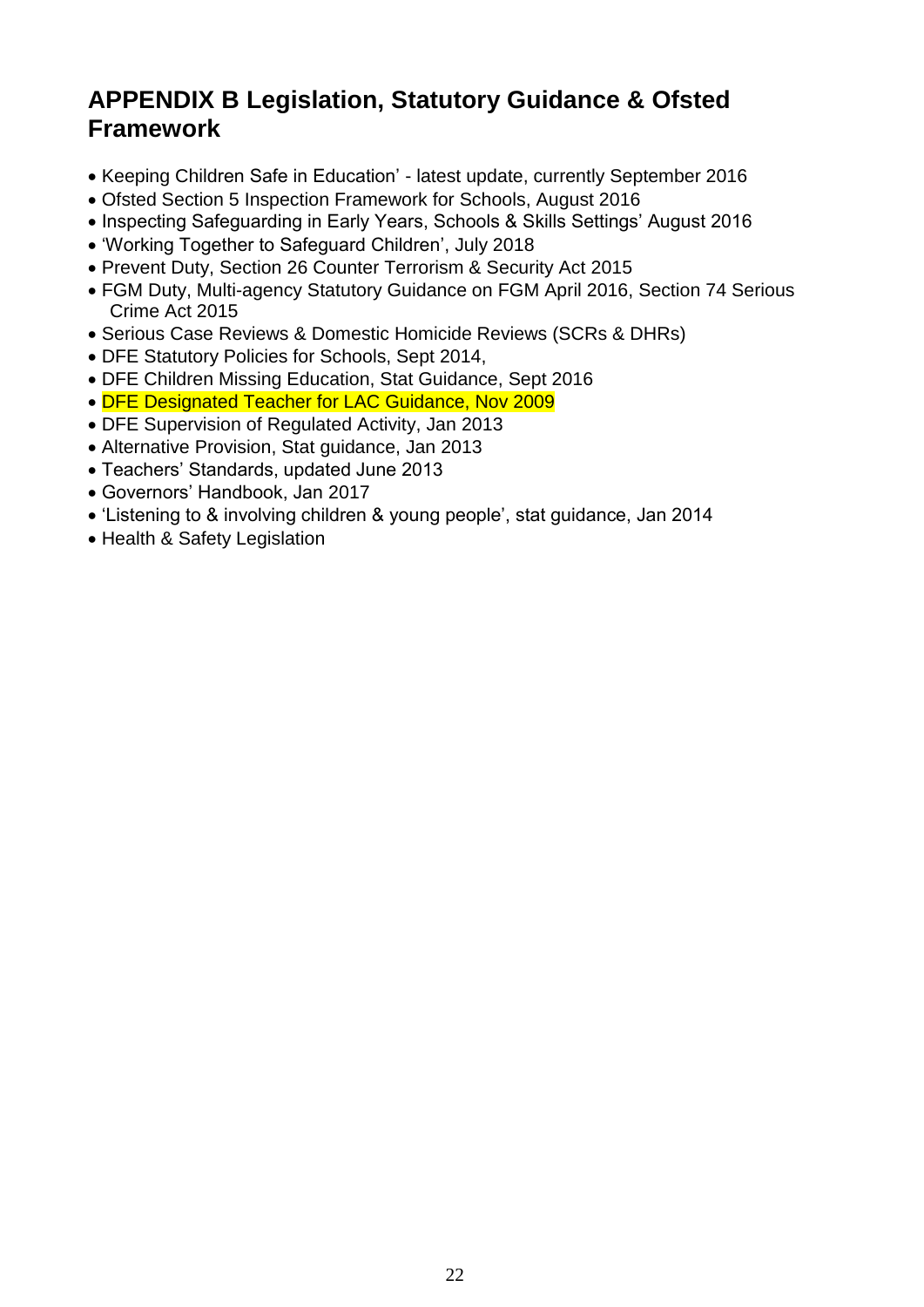## APPENDIX B Legislation, Statutory Guidance & Ofsted Framework

- Keeping Children Safe in Education' - latest update, currently September 2016
- Ofsted Section 5 Inspection Framework for Schools, August 2016
- Inspecting Safeguarding in Early Years, Schools & Skills Settings' August 2016
- 'Working Together to Safeguard Children', July 2018
- Prevent Duty, Section 26 Counter Terrorism & Security Act 2015
- FGM Duty, Multi-agency Statutory Guidance on FGM April 2016, Section 74 Serious Crime Act 2015
- Serious Case Reviews & Domestic Homicide Reviews (SCRs & DHRs)
- DFE Statutory Policies for Schools, Sept 2014,
- DFE Children Missing Education, Stat Guidance, Sept 2016
- DFE Designated Teacher for LAC Guidance, Nov 2009
- DFE Supervision of Regulated Activity, Jan 2013
- Alternative Provision, Stat guidance, Jan 2013
- Teachers' Standards, updated June 2013
- Governors' Handbook, Jan 2017
- 'Listening to & involving children & young people', stat guidance, Jan 2014
- Health & Safety Legislation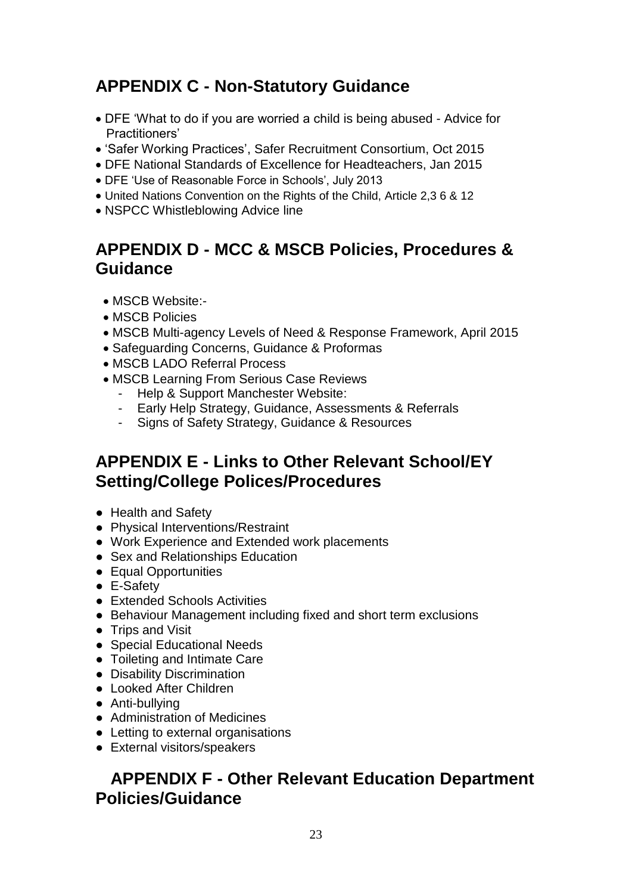## APPENDIX C - Non-Statutory Guidance

- DFE 'What to do if you are worried a child is being abused - Advice for Practitioners'
- 'Safer Working Practices', Safer Recruitment Consortium, Oct 2015
- DFE National Standards of Excellence for Headteachers, Jan 2015
- DFE 'Use of Reasonable Force in Schools', July 2013
- United Nations Convention on the Rights of the Child, Article 2,3 6 & 12
- NSPCC Whistleblowing Advice line

## APPENDIX D - MCC & MSCB Policies, Procedures & Guidance

- MSCB Website:-
- MSCB Policies
- MSCB Multi-agency Levels of Need & Response Framework, April 2015
- Safeguarding Concerns, Guidance & Proformas
- MSCB LADO Referral Process
- MSCB Learning From Serious Case Reviews
  - Help & Support Manchester Website:
  - Early Help Strategy, Guidance, Assessments & Referrals
  - Signs of Safety Strategy, Guidance & Resources

## APPENDIX E - Links to Other Relevant School/EY Setting/College Polices/Procedures

- Health and Safety
- Physical Interventions/Restraint
- Work Experience and Extended work placements
- Sex and Relationships Education
- Equal Opportunities
- E-Safety
- Extended Schools Activities
- Behaviour Management including fixed and short term exclusions
- Trips and Visit
- Special Educational Needs
- Toileting and Intimate Care
- Disability Discrimination
- Looked After Children
- Anti-bullying
- Administration of Medicines
- Letting to external organisations
- External visitors/speakers

## APPENDIX F - Other Relevant Education Department Policies/Guidance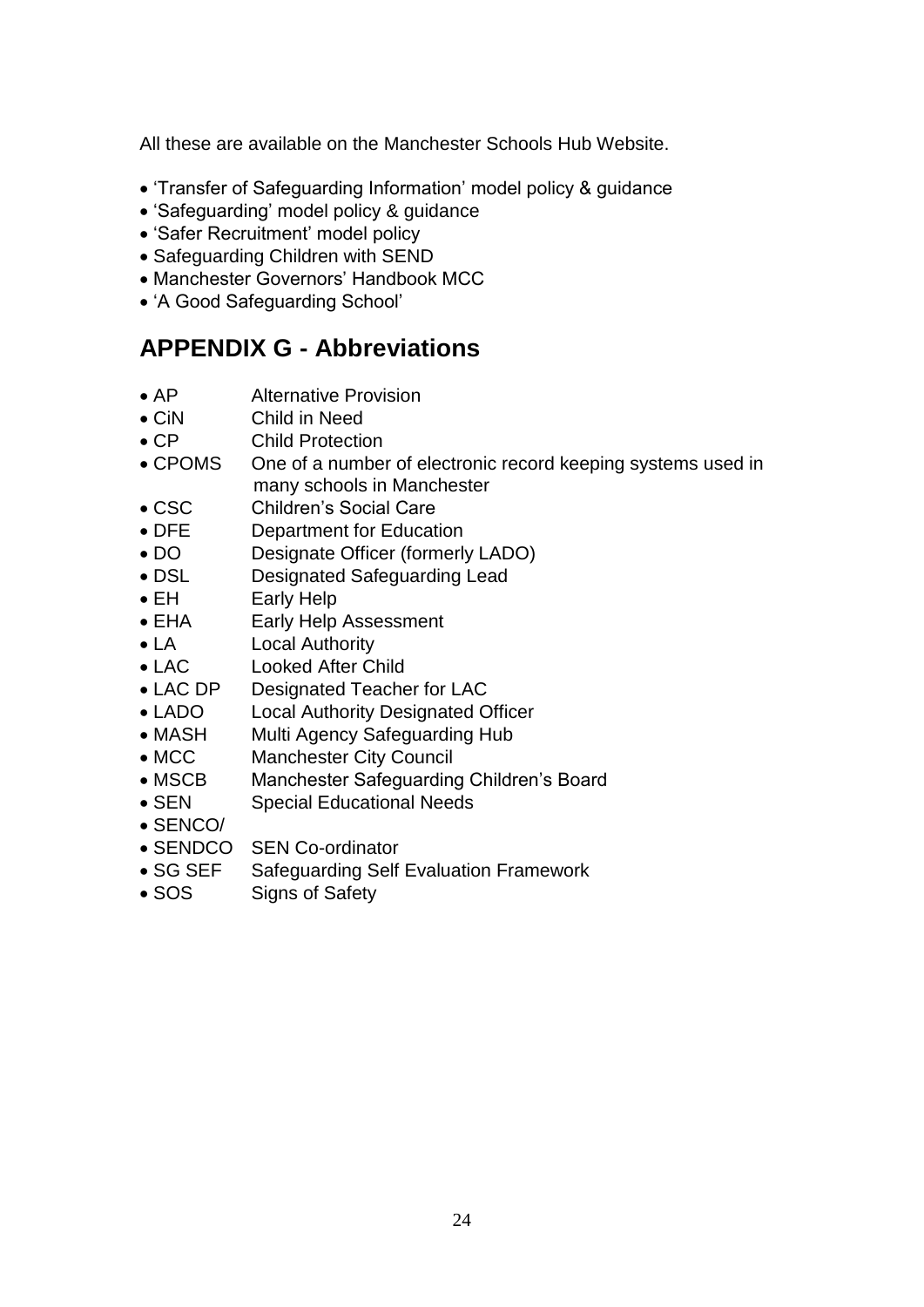All these are available on the Manchester Schools Hub Website.

- 'Transfer of Safeguarding Information' model policy & guidance
- 'Safeguarding' model policy & guidance
- 'Safer Recruitment' model policy
- Safeguarding Children with SEND
- Manchester Governors' Handbook MCC
- 'A Good Safeguarding School'

## APPENDIX G - Abbreviations

- AP Alternative Provision
- CiN Child in Need
- CP Child Protection
- CPOMS One of a number of electronic record keeping systems used in many schools in Manchester
- CSC Children's Social Care
- DFE Department for Education
- DO Designate Officer (formerly LADO)
- DSL Designated Safeguarding Lead
- EH Early Help
- EHA Early Help Assessment
- LA Local Authority
- LAC Looked After Child
- LAC DP Designated Teacher for LAC
- LADO Local Authority Designated Officer
- MASH Multi Agency Safeguarding Hub
- MCC Manchester City Council
- MSCB Manchester Safeguarding Children's Board
- SEN Special Educational Needs
- SENCO/
- SENDCO SEN Co-ordinator
- SG SEF Safeguarding Self Evaluation Framework
- SOS Signs of Safety